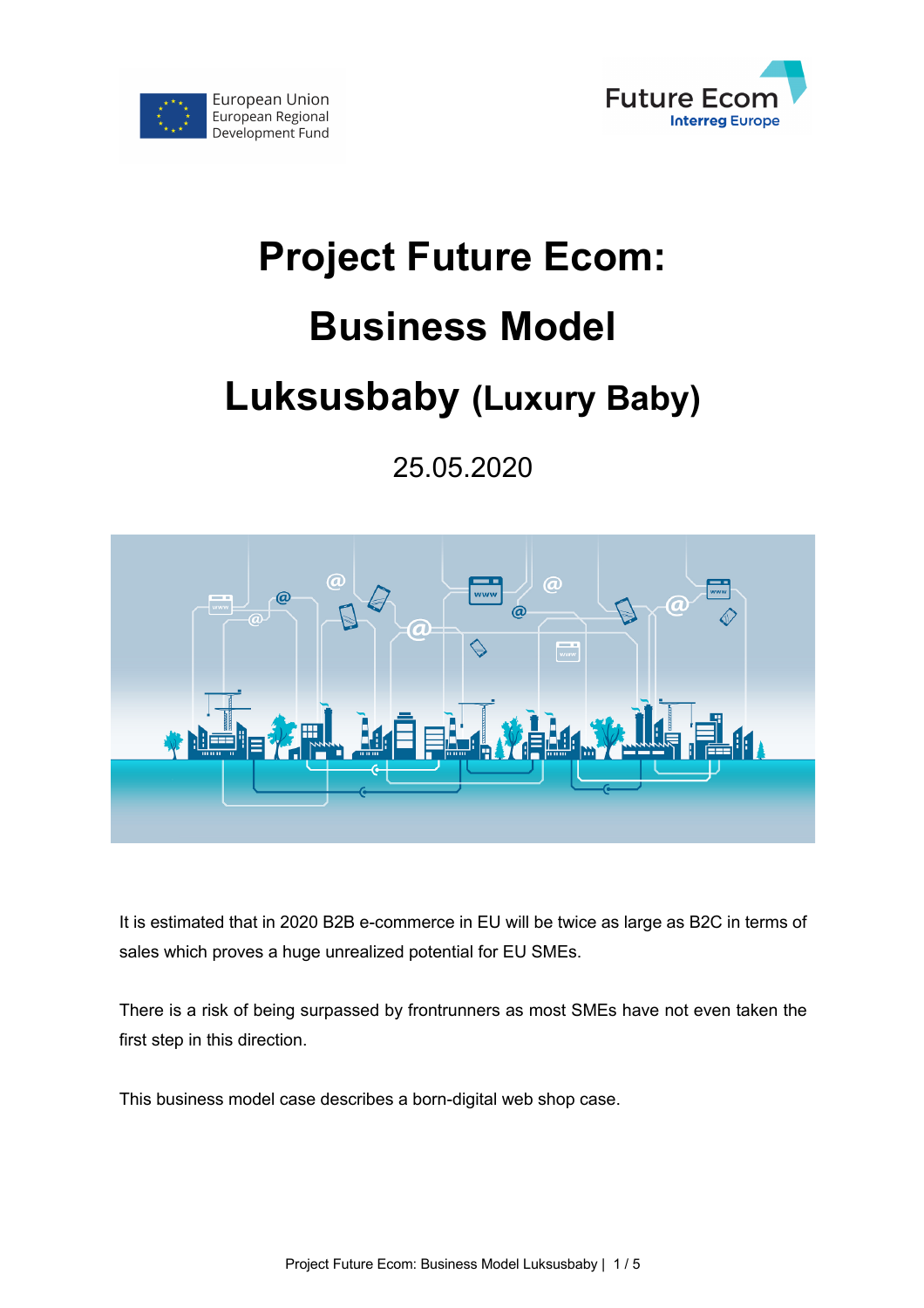# Project Future Ecom: Business Model Luksusbaby (Luxury Baby)

25.05.2020

It is estimated that in 2020 B2B e-commerce in EU will be twice as large as B2C in terms of sales which proves a huge unrealized potential for EU SMEs.

There is a risk of being surpassed by frontrunners as most SMEs have not even taken the first step in this direction.

This business model case describes a born-digital web shop case.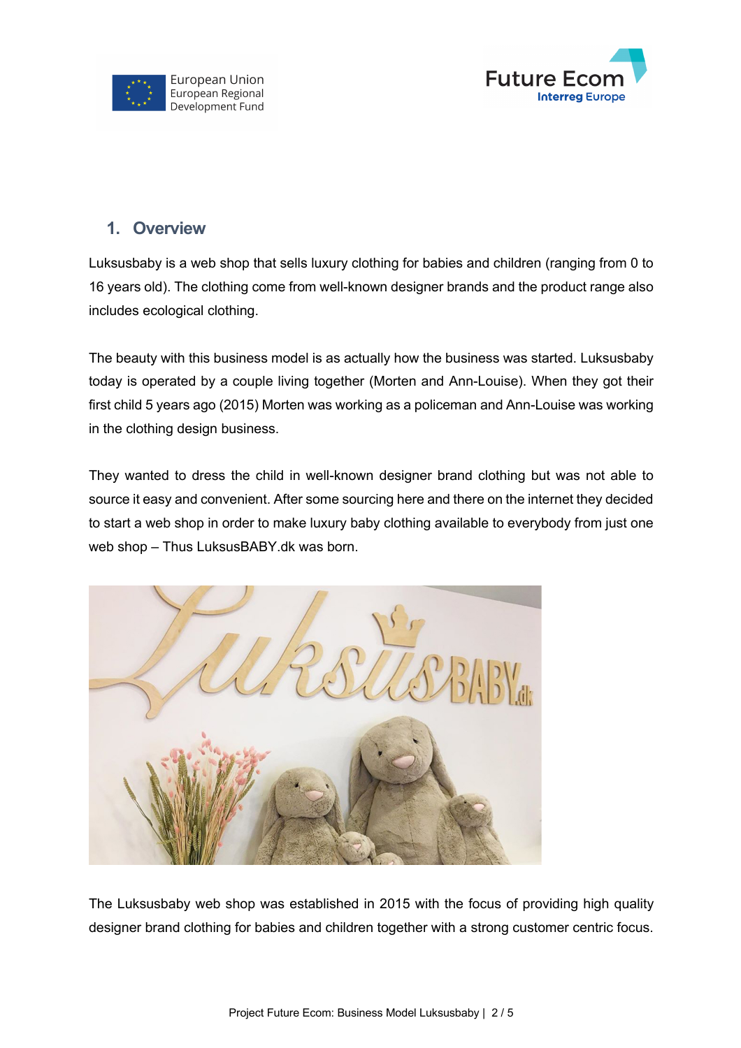## 1. Overview

Luksusbaby is a web shop that sells luxury clothing for babies and children (ranging from 0 to 16 years old). The clothing come from well-known designer brands and the product range also includes ecological clothing.

The beauty with this business model is as actually how the business was started. Luksusbaby today is operated by a couple living together (Morten and Ann-Louise). When they got their first child 5 years ago (2015) Morten was working as a policeman and Ann-Louise was working in the clothing design business.

They wanted to dress the child in well-known designer brand clothing but was not able to source it easy and convenient. After some sourcing here and there on the internet they decided to start a web shop in order to make luxury baby clothing available to everybody from just one web shop – Thus LuksusBABY.dk was born.

The Luksusbaby web shop was established in 2015 with the focus of providing high quality designer brand clothing for babies and children together with a strong customer centric focus.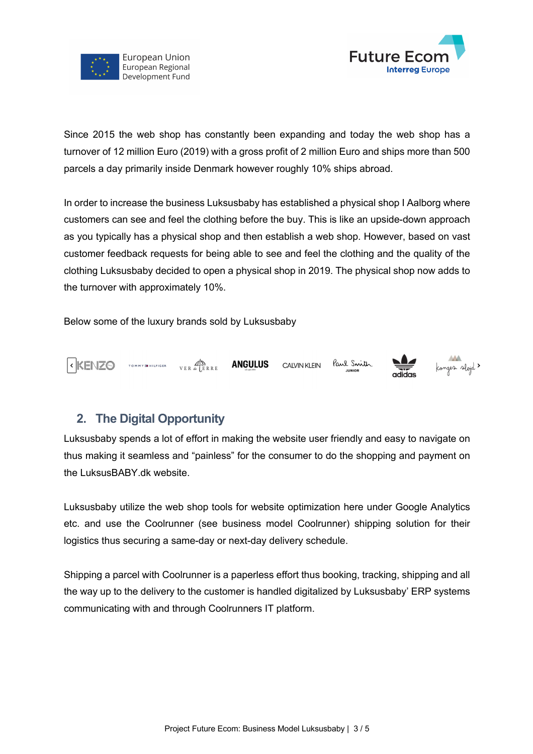Since 2015 the web shop has constantly been expanding and today the web shop has a turnover of 12 million Euro (2019) with a gross profit of 2 million Euro and ships more than 500 parcels a day primarily inside Denmark however roughly 10% ships abroad.

In order to increase the business Luksusbaby has established a physical shop I Aalborg where customers can see and feel the clothing before the buy. This is like an upside-down approach as you typically has a physical shop and then establish a web shop. However, based on vast customer feedback requests for being able to see and feel the clothing and the quality of the clothing Luksusbaby decided to open a physical shop in 2019. The physical shop now adds to the turnover with approximately 10%.

Below some of the luxury brands sold by Luksusbaby

KENZO · TOMMY HILFIGER · VER de TERRE · ANGULUS · CALVIN KLEIN · Paul Smith JUNIOR · adidas · Konges sløjd

## 2. The Digital Opportunity

Luksusbaby spends a lot of effort in making the website user friendly and easy to navigate on thus making it seamless and "painless" for the consumer to do the shopping and payment on the LuksusBABY.dk website.

Luksusbaby utilize the web shop tools for website optimization here under Google Analytics etc. and use the Coolrunner (see business model Coolrunner) shipping solution for their logistics thus securing a same-day or next-day delivery schedule.

Shipping a parcel with Coolrunner is a paperless effort thus booking, tracking, shipping and all the way up to the delivery to the customer is handled digitalized by Luksusbaby' ERP systems communicating with and through Coolrunners IT platform.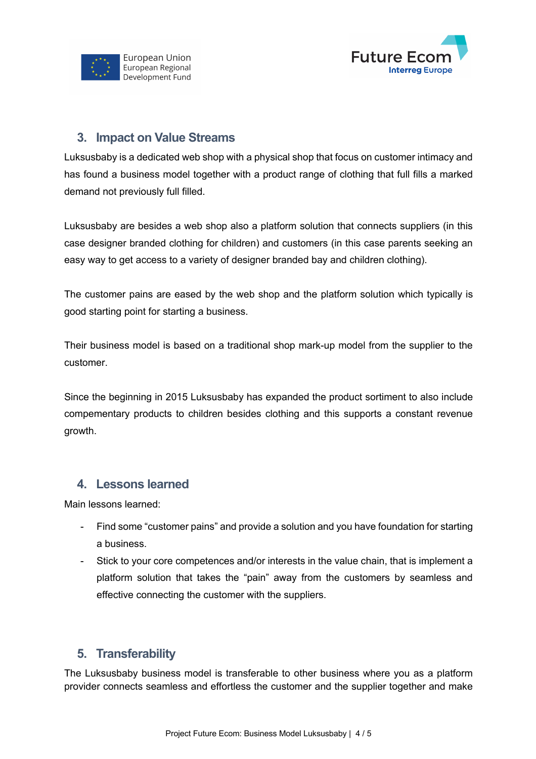## 3. Impact on Value Streams

Luksusbaby is a dedicated web shop with a physical shop that focus on customer intimacy and has found a business model together with a product range of clothing that full fills a marked demand not previously full filled.

Luksusbaby are besides a web shop also a platform solution that connects suppliers (in this case designer branded clothing for children) and customers (in this case parents seeking an easy way to get access to a variety of designer branded bay and children clothing).

The customer pains are eased by the web shop and the platform solution which typically is good starting point for starting a business.

Their business model is based on a traditional shop mark-up model from the supplier to the customer.

Since the beginning in 2015 Luksusbaby has expanded the product sortiment to also include compementary products to children besides clothing and this supports a constant revenue growth.

## 4. Lessons learned

Main lessons learned:

- Find some "customer pains" and provide a solution and you have foundation for starting a business.
- Stick to your core competences and/or interests in the value chain, that is implement a platform solution that takes the "pain" away from the customers by seamless and effective connecting the customer with the suppliers.

## 5. Transferability

The Luksusbaby business model is transferable to other business where you as a platform provider connects seamless and effortless the customer and the supplier together and make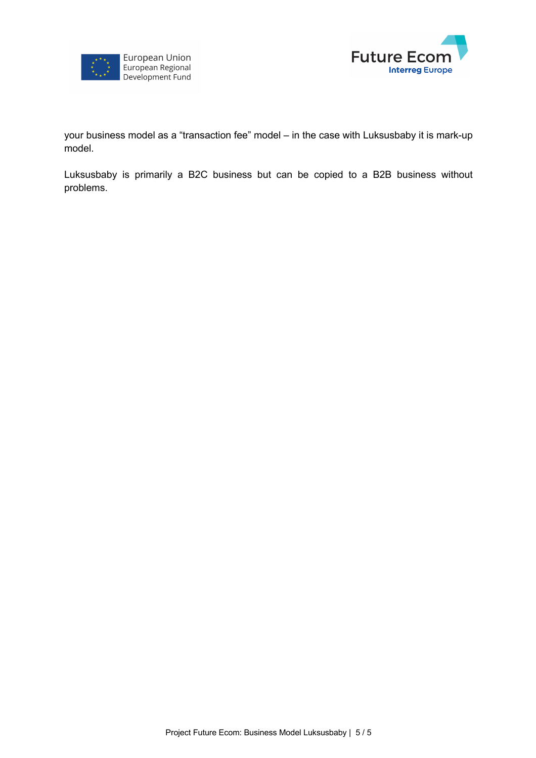your business model as a “transaction fee” model – in the case with Luksusbaby it is mark-up model.

Luksusbaby is primarily a B2C business but can be copied to a B2B business without problems.